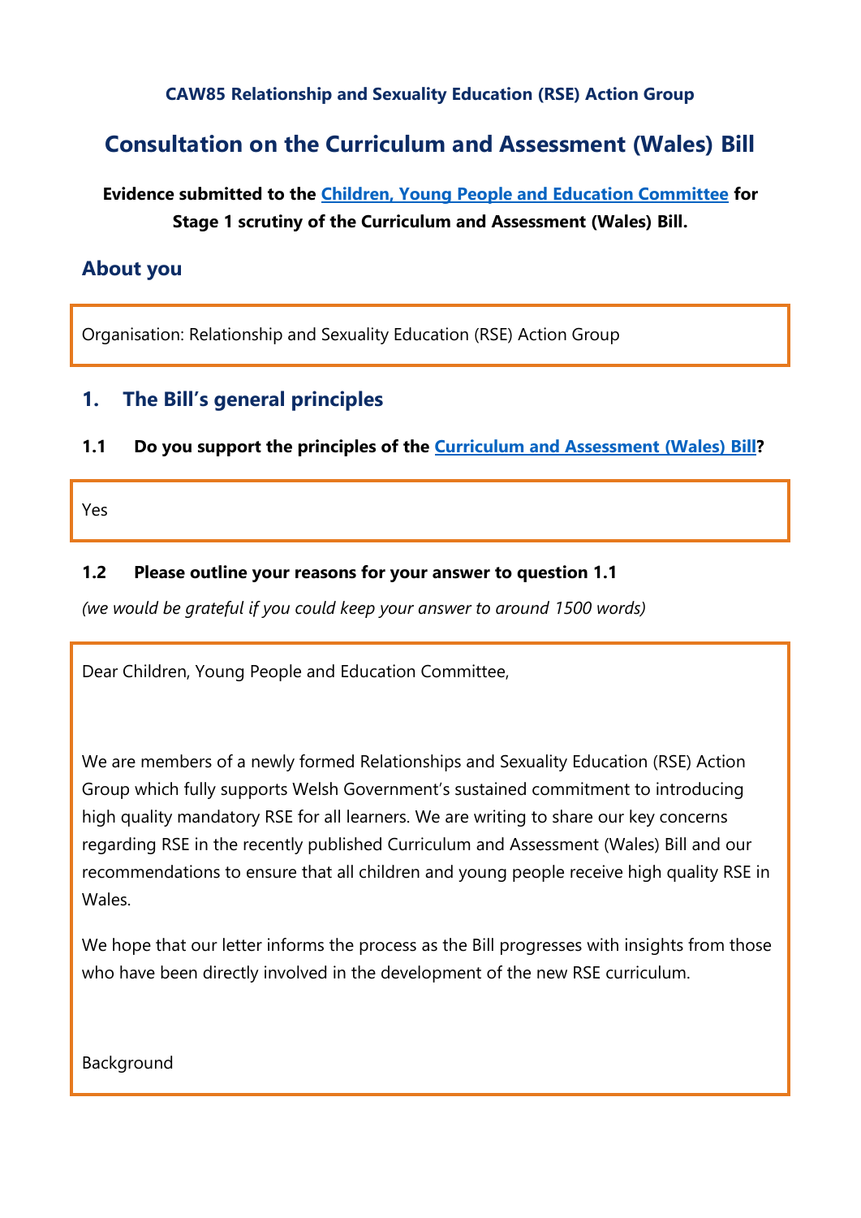**CAW85 Relationship and Sexuality Education (RSE) Action Group**

# Consultation on the Curriculum and Assessment (Wales) Bill

**Evidence submitted to the Children, Young People and Education Committee for Stage 1 scrutiny of the Curriculum and Assessment (Wales) Bill.**

## About you

Organisation: Relationship and Sexuality Education (RSE) Action Group

## 1. The Bill's general principles

### 1.1 Do you support the principles of the Curriculum and Assessment (Wales) Bill?

Yes

### 1.2 Please outline your reasons for your answer to question 1.1

*(we would be grateful if you could keep your answer to around 1500 words)*

Dear Children, Young People and Education Committee,

We are members of a newly formed Relationships and Sexuality Education (RSE) Action Group which fully supports Welsh Government's sustained commitment to introducing high quality mandatory RSE for all learners. We are writing to share our key concerns regarding RSE in the recently published Curriculum and Assessment (Wales) Bill and our recommendations to ensure that all children and young people receive high quality RSE in Wales.

We hope that our letter informs the process as the Bill progresses with insights from those who have been directly involved in the development of the new RSE curriculum.

Background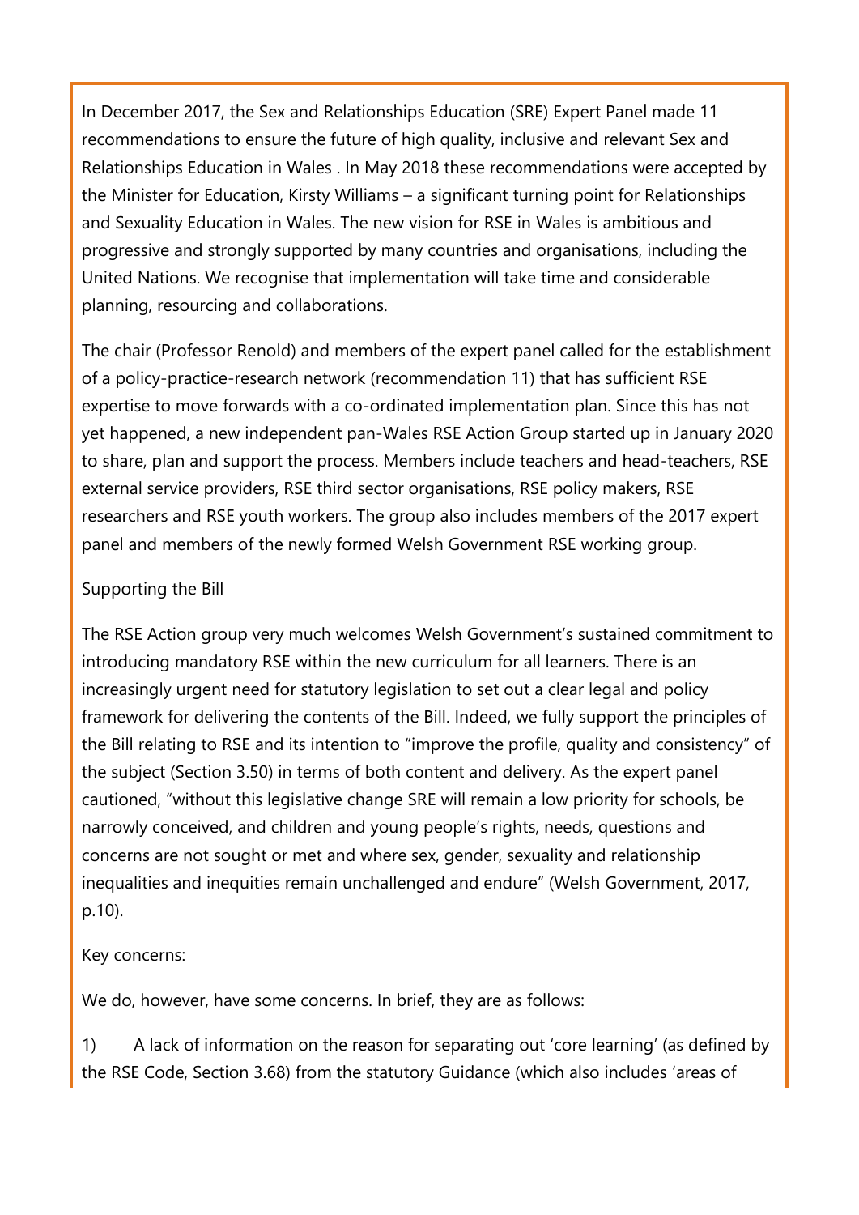In December 2017, the Sex and Relationships Education (SRE) Expert Panel made 11 recommendations to ensure the future of high quality, inclusive and relevant Sex and Relationships Education in Wales . In May 2018 these recommendations were accepted by the Minister for Education, Kirsty Williams – a significant turning point for Relationships and Sexuality Education in Wales. The new vision for RSE in Wales is ambitious and progressive and strongly supported by many countries and organisations, including the United Nations. We recognise that implementation will take time and considerable planning, resourcing and collaborations.

The chair (Professor Renold) and members of the expert panel called for the establishment of a policy-practice-research network (recommendation 11) that has sufficient RSE expertise to move forwards with a co-ordinated implementation plan. Since this has not yet happened, a new independent pan-Wales RSE Action Group started up in January 2020 to share, plan and support the process. Members include teachers and head-teachers, RSE external service providers, RSE third sector organisations, RSE policy makers, RSE researchers and RSE youth workers. The group also includes members of the 2017 expert panel and members of the newly formed Welsh Government RSE working group.

Supporting the Bill

The RSE Action group very much welcomes Welsh Government's sustained commitment to introducing mandatory RSE within the new curriculum for all learners. There is an increasingly urgent need for statutory legislation to set out a clear legal and policy framework for delivering the contents of the Bill. Indeed, we fully support the principles of the Bill relating to RSE and its intention to "improve the profile, quality and consistency" of the subject (Section 3.50) in terms of both content and delivery. As the expert panel cautioned, "without this legislative change SRE will remain a low priority for schools, be narrowly conceived, and children and young people's rights, needs, questions and concerns are not sought or met and where sex, gender, sexuality and relationship inequalities and inequities remain unchallenged and endure" (Welsh Government, 2017, p.10).

Key concerns:

We do, however, have some concerns. In brief, they are as follows:

1) A lack of information on the reason for separating out 'core learning' (as defined by the RSE Code, Section 3.68) from the statutory Guidance (which also includes 'areas of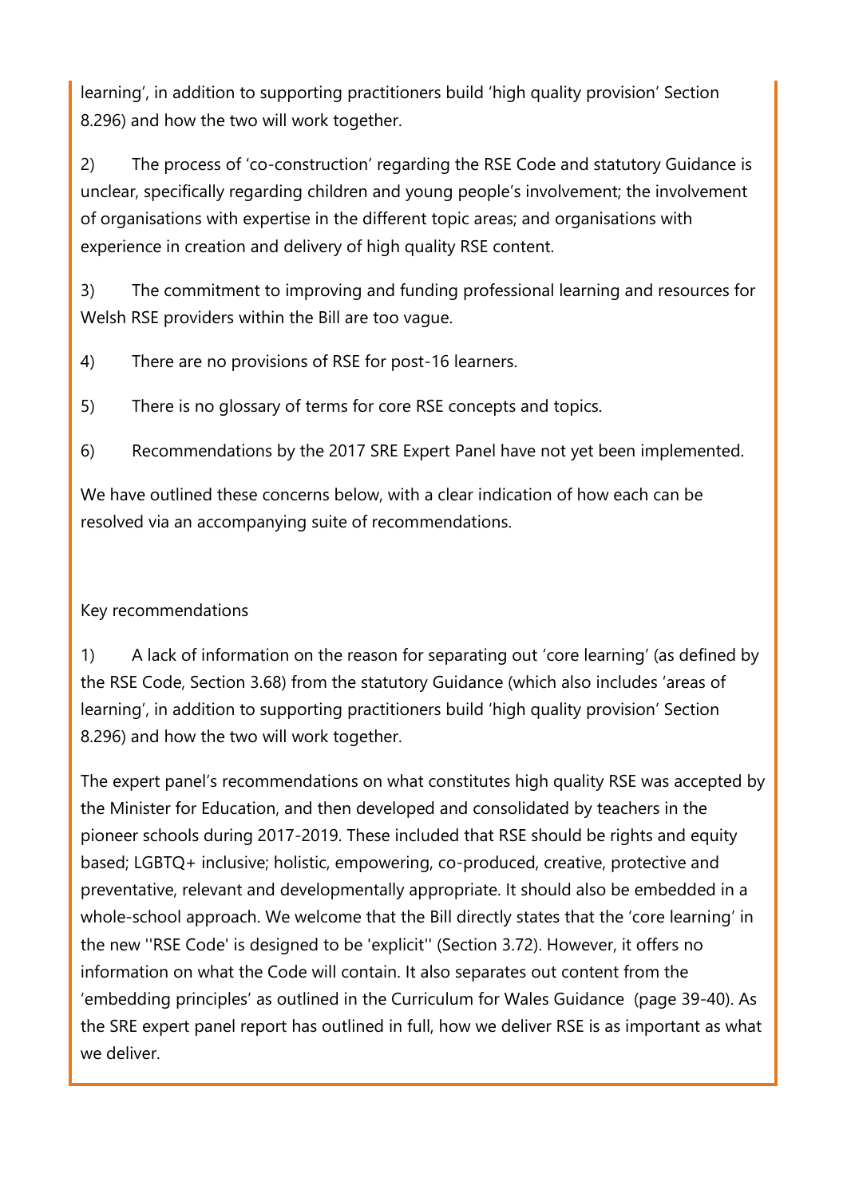learning', in addition to supporting practitioners build 'high quality provision' Section 8.296) and how the two will work together.

2) The process of 'co-construction' regarding the RSE Code and statutory Guidance is unclear, specifically regarding children and young people's involvement; the involvement of organisations with expertise in the different topic areas; and organisations with experience in creation and delivery of high quality RSE content.

3) The commitment to improving and funding professional learning and resources for Welsh RSE providers within the Bill are too vague.

4) There are no provisions of RSE for post-16 learners.

5) There is no glossary of terms for core RSE concepts and topics.

6) Recommendations by the 2017 SRE Expert Panel have not yet been implemented.

We have outlined these concerns below, with a clear indication of how each can be resolved via an accompanying suite of recommendations.

Key recommendations

1) A lack of information on the reason for separating out 'core learning' (as defined by the RSE Code, Section 3.68) from the statutory Guidance (which also includes 'areas of learning', in addition to supporting practitioners build 'high quality provision' Section 8.296) and how the two will work together.

The expert panel's recommendations on what constitutes high quality RSE was accepted by the Minister for Education, and then developed and consolidated by teachers in the pioneer schools during 2017-2019. These included that RSE should be rights and equity based; LGBTQ+ inclusive; holistic, empowering, co-produced, creative, protective and preventative, relevant and developmentally appropriate. It should also be embedded in a whole-school approach. We welcome that the Bill directly states that the 'core learning' in the new ''RSE Code' is designed to be 'explicit'' (Section 3.72). However, it offers no information on what the Code will contain. It also separates out content from the 'embedding principles' as outlined in the Curriculum for Wales Guidance (page 39-40). As the SRE expert panel report has outlined in full, how we deliver RSE is as important as what we deliver.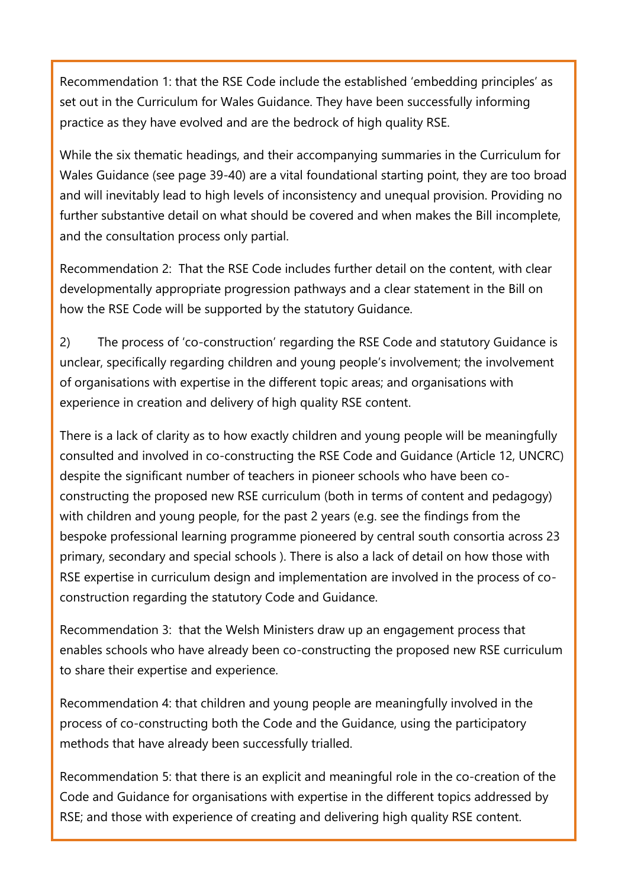Recommendation 1: that the RSE Code include the established 'embedding principles' as set out in the Curriculum for Wales Guidance. They have been successfully informing practice as they have evolved and are the bedrock of high quality RSE.

While the six thematic headings, and their accompanying summaries in the Curriculum for Wales Guidance (see page 39-40) are a vital foundational starting point, they are too broad and will inevitably lead to high levels of inconsistency and unequal provision. Providing no further substantive detail on what should be covered and when makes the Bill incomplete, and the consultation process only partial.

Recommendation 2: That the RSE Code includes further detail on the content, with clear developmentally appropriate progression pathways and a clear statement in the Bill on how the RSE Code will be supported by the statutory Guidance.

2) The process of 'co-construction' regarding the RSE Code and statutory Guidance is unclear, specifically regarding children and young people's involvement; the involvement of organisations with expertise in the different topic areas; and organisations with experience in creation and delivery of high quality RSE content.

There is a lack of clarity as to how exactly children and young people will be meaningfully consulted and involved in co-constructing the RSE Code and Guidance (Article 12, UNCRC) despite the significant number of teachers in pioneer schools who have been co-constructing the proposed new RSE curriculum (both in terms of content and pedagogy) with children and young people, for the past 2 years (e.g. see the findings from the bespoke professional learning programme pioneered by central south consortia across 23 primary, secondary and special schools ). There is also a lack of detail on how those with RSE expertise in curriculum design and implementation are involved in the process of co-construction regarding the statutory Code and Guidance.

Recommendation 3: that the Welsh Ministers draw up an engagement process that enables schools who have already been co-constructing the proposed new RSE curriculum to share their expertise and experience.

Recommendation 4: that children and young people are meaningfully involved in the process of co-constructing both the Code and the Guidance, using the participatory methods that have already been successfully trialled.

Recommendation 5: that there is an explicit and meaningful role in the co-creation of the Code and Guidance for organisations with expertise in the different topics addressed by RSE; and those with experience of creating and delivering high quality RSE content.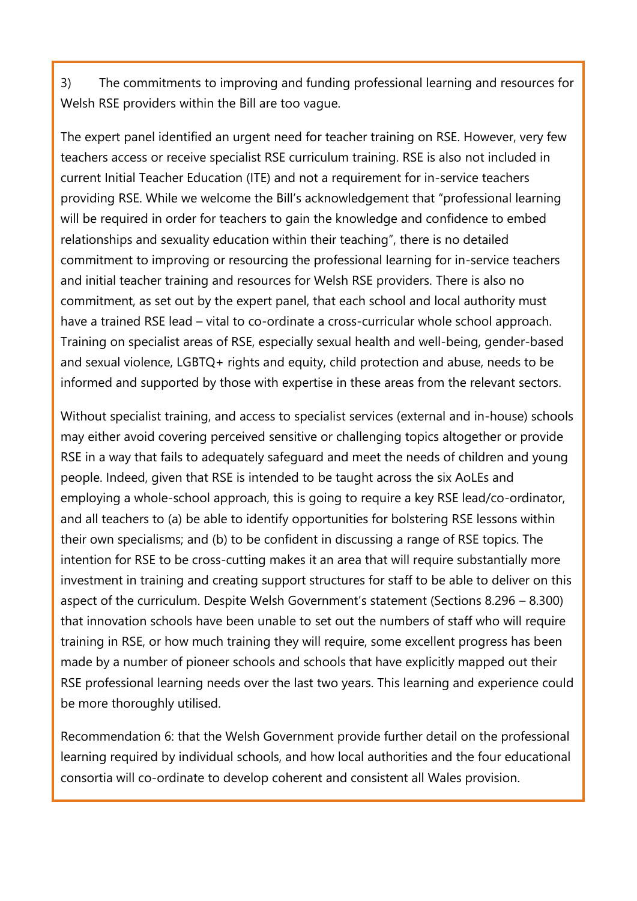3) The commitments to improving and funding professional learning and resources for Welsh RSE providers within the Bill are too vague.

The expert panel identified an urgent need for teacher training on RSE. However, very few teachers access or receive specialist RSE curriculum training. RSE is also not included in current Initial Teacher Education (ITE) and not a requirement for in-service teachers providing RSE. While we welcome the Bill's acknowledgement that "professional learning will be required in order for teachers to gain the knowledge and confidence to embed relationships and sexuality education within their teaching", there is no detailed commitment to improving or resourcing the professional learning for in-service teachers and initial teacher training and resources for Welsh RSE providers. There is also no commitment, as set out by the expert panel, that each school and local authority must have a trained RSE lead – vital to co-ordinate a cross-curricular whole school approach. Training on specialist areas of RSE, especially sexual health and well-being, gender-based and sexual violence, LGBTQ+ rights and equity, child protection and abuse, needs to be informed and supported by those with expertise in these areas from the relevant sectors.

Without specialist training, and access to specialist services (external and in-house) schools may either avoid covering perceived sensitive or challenging topics altogether or provide RSE in a way that fails to adequately safeguard and meet the needs of children and young people. Indeed, given that RSE is intended to be taught across the six AoLEs and employing a whole-school approach, this is going to require a key RSE lead/co-ordinator, and all teachers to (a) be able to identify opportunities for bolstering RSE lessons within their own specialisms; and (b) to be confident in discussing a range of RSE topics. The intention for RSE to be cross-cutting makes it an area that will require substantially more investment in training and creating support structures for staff to be able to deliver on this aspect of the curriculum. Despite Welsh Government's statement (Sections 8.296 – 8.300) that innovation schools have been unable to set out the numbers of staff who will require training in RSE, or how much training they will require, some excellent progress has been made by a number of pioneer schools and schools that have explicitly mapped out their RSE professional learning needs over the last two years. This learning and experience could be more thoroughly utilised.

Recommendation 6: that the Welsh Government provide further detail on the professional learning required by individual schools, and how local authorities and the four educational consortia will co-ordinate to develop coherent and consistent all Wales provision.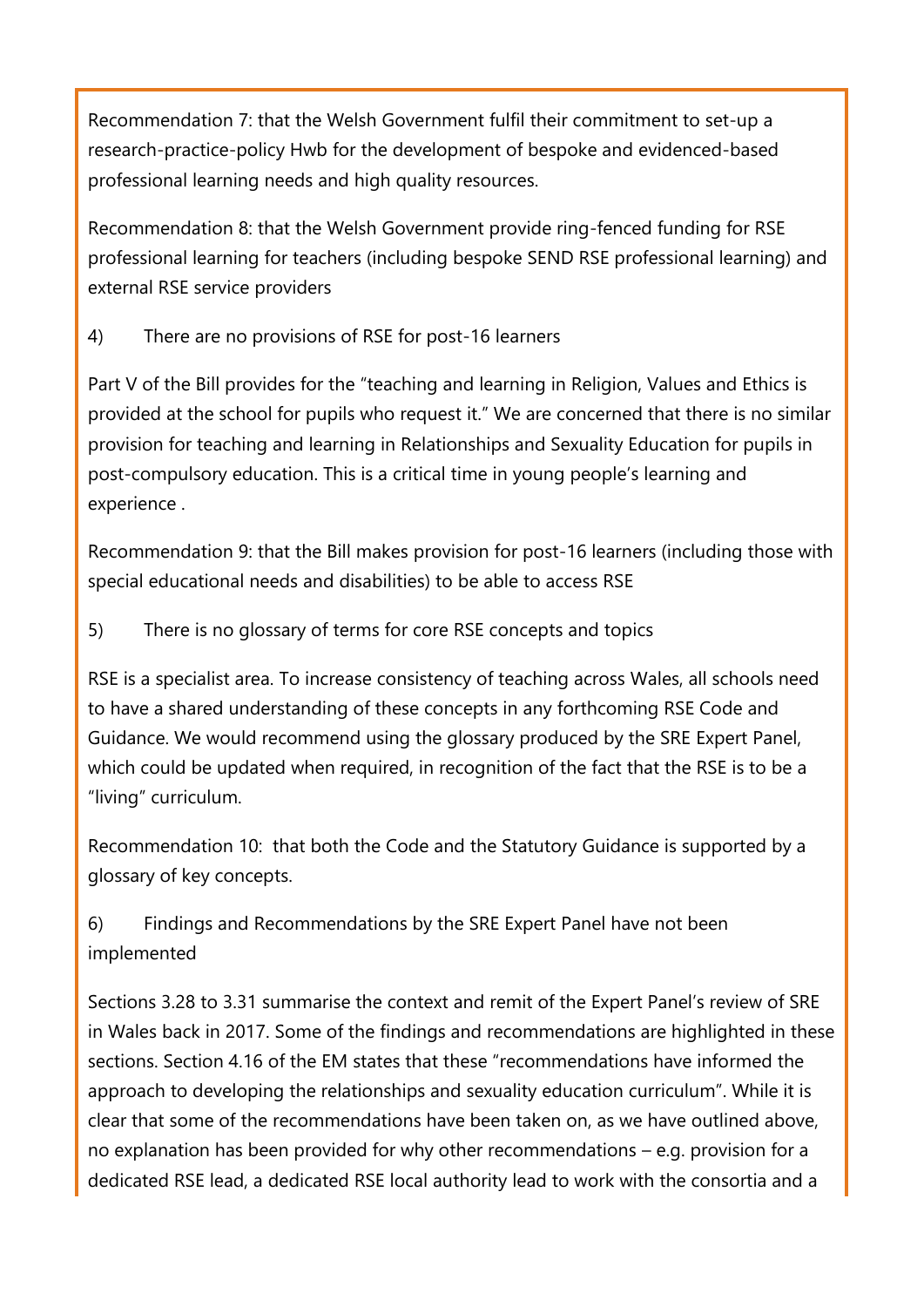Recommendation 7: that the Welsh Government fulfil their commitment to set-up a research-practice-policy Hwb for the development of bespoke and evidenced-based professional learning needs and high quality resources.

Recommendation 8: that the Welsh Government provide ring-fenced funding for RSE professional learning for teachers (including bespoke SEND RSE professional learning) and external RSE service providers

4) There are no provisions of RSE for post-16 learners

Part V of the Bill provides for the "teaching and learning in Religion, Values and Ethics is provided at the school for pupils who request it." We are concerned that there is no similar provision for teaching and learning in Relationships and Sexuality Education for pupils in post-compulsory education. This is a critical time in young people's learning and experience .

Recommendation 9: that the Bill makes provision for post-16 learners (including those with special educational needs and disabilities) to be able to access RSE

5) There is no glossary of terms for core RSE concepts and topics

RSE is a specialist area. To increase consistency of teaching across Wales, all schools need to have a shared understanding of these concepts in any forthcoming RSE Code and Guidance. We would recommend using the glossary produced by the SRE Expert Panel, which could be updated when required, in recognition of the fact that the RSE is to be a "living" curriculum.

Recommendation 10: that both the Code and the Statutory Guidance is supported by a glossary of key concepts.

6) Findings and Recommendations by the SRE Expert Panel have not been implemented

Sections 3.28 to 3.31 summarise the context and remit of the Expert Panel's review of SRE in Wales back in 2017. Some of the findings and recommendations are highlighted in these sections. Section 4.16 of the EM states that these "recommendations have informed the approach to developing the relationships and sexuality education curriculum". While it is clear that some of the recommendations have been taken on, as we have outlined above, no explanation has been provided for why other recommendations – e.g. provision for a dedicated RSE lead, a dedicated RSE local authority lead to work with the consortia and a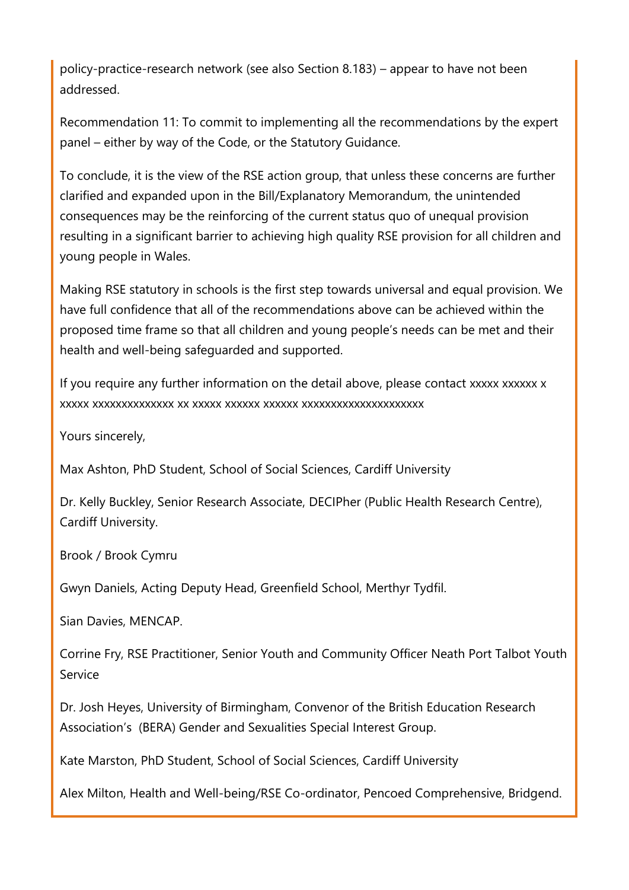policy-practice-research network (see also Section 8.183) – appear to have not been addressed.

Recommendation 11: To commit to implementing all the recommendations by the expert panel – either by way of the Code, or the Statutory Guidance.

To conclude, it is the view of the RSE action group, that unless these concerns are further clarified and expanded upon in the Bill/Explanatory Memorandum, the unintended consequences may be the reinforcing of the current status quo of unequal provision resulting in a significant barrier to achieving high quality RSE provision for all children and young people in Wales.

Making RSE statutory in schools is the first step towards universal and equal provision. We have full confidence that all of the recommendations above can be achieved within the proposed time frame so that all children and young people's needs can be met and their health and well-being safeguarded and supported.

If you require any further information on the detail above, please contact xxxxx xxxxxx x xxxxx xxxxxxxxxxxxxx xx xxxxx xxxxxx xxxxxx xxxxxxxxxxxxxxxxxxxxx

Yours sincerely,

Max Ashton, PhD Student, School of Social Sciences, Cardiff University

Dr. Kelly Buckley, Senior Research Associate, DECIPher (Public Health Research Centre), Cardiff University.

Brook / Brook Cymru

Gwyn Daniels, Acting Deputy Head, Greenfield School, Merthyr Tydfil.

Sian Davies, MENCAP.

Corrine Fry, RSE Practitioner, Senior Youth and Community Officer Neath Port Talbot Youth Service

Dr. Josh Heyes, University of Birmingham, Convenor of the British Education Research Association's (BERA) Gender and Sexualities Special Interest Group.

Kate Marston, PhD Student, School of Social Sciences, Cardiff University

Alex Milton, Health and Well-being/RSE Co-ordinator, Pencoed Comprehensive, Bridgend.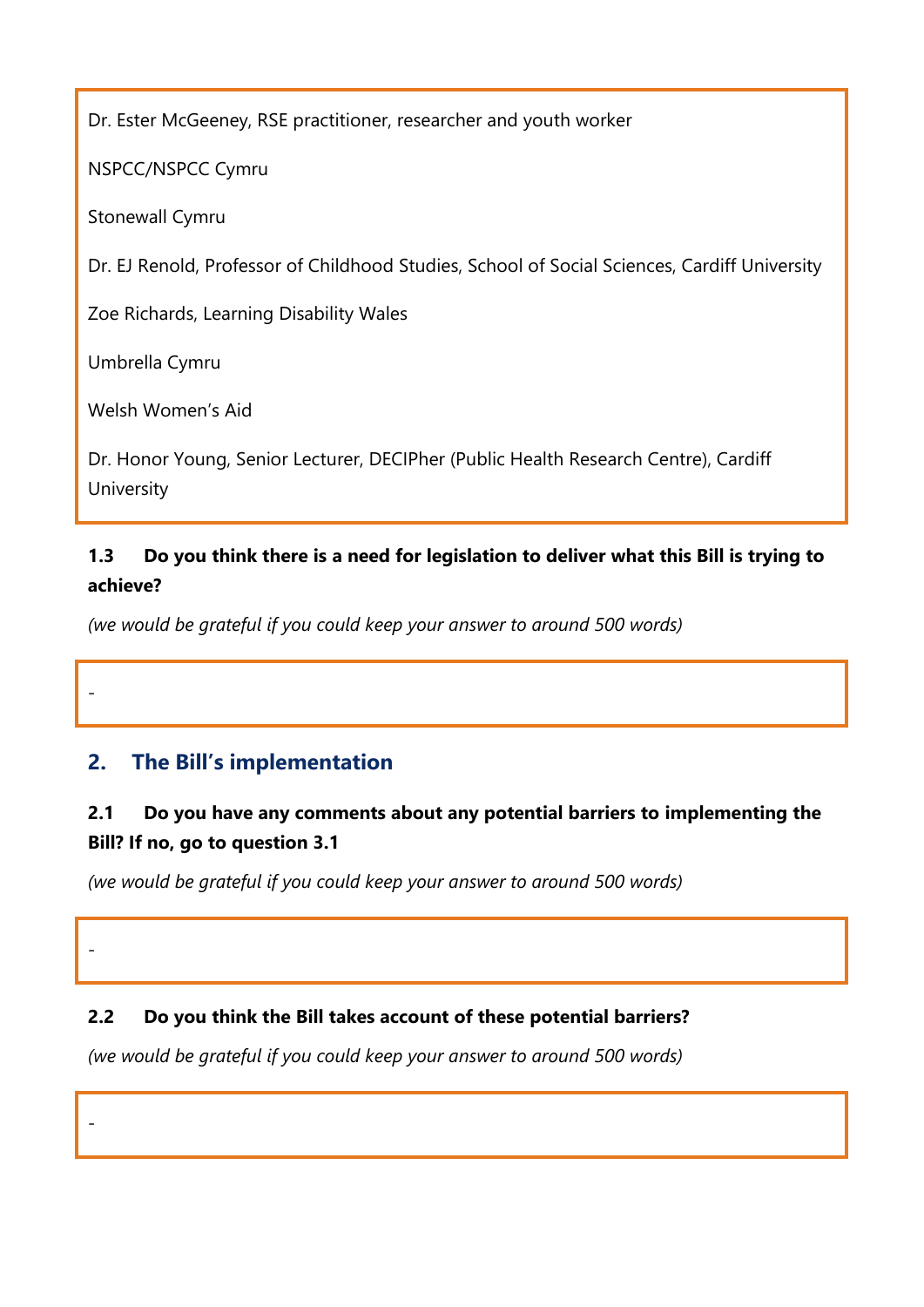Dr. Ester McGeeney, RSE practitioner, researcher and youth worker

NSPCC/NSPCC Cymru

Stonewall Cymru

Dr. EJ Renold, Professor of Childhood Studies, School of Social Sciences, Cardiff University

Zoe Richards, Learning Disability Wales

Umbrella Cymru

Welsh Women's Aid

Dr. Honor Young, Senior Lecturer, DECIPher (Public Health Research Centre), Cardiff University

**1.3 Do you think there is a need for legislation to deliver what this Bill is trying to achieve?**

*(we would be grateful if you could keep your answer to around 500 words)*

-

## 2. The Bill's implementation

**2.1 Do you have any comments about any potential barriers to implementing the Bill? If no, go to question 3.1**

*(we would be grateful if you could keep your answer to around 500 words)*

-

**2.2 Do you think the Bill takes account of these potential barriers?**

*(we would be grateful if you could keep your answer to around 500 words)*

-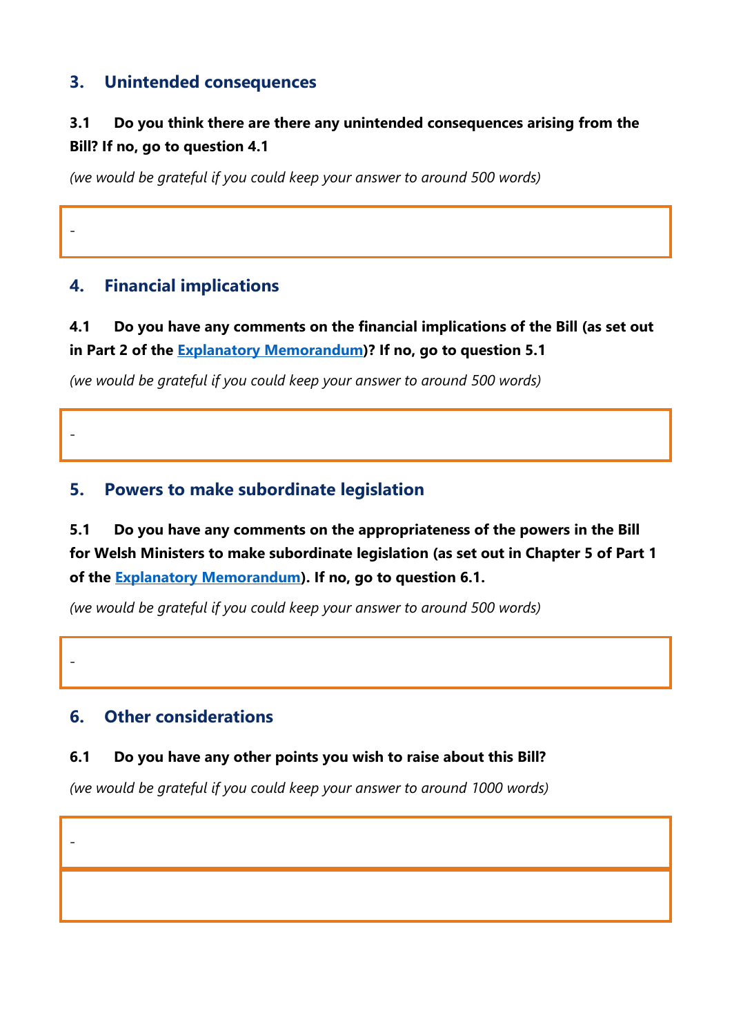## 3. Unintended consequences

**3.1 Do you think there are there any unintended consequences arising from the Bill? If no, go to question 4.1**

*(we would be grateful if you could keep your answer to around 500 words)*

-

## 4. Financial implications

**4.1 Do you have any comments on the financial implications of the Bill (as set out in Part 2 of the Explanatory Memorandum)? If no, go to question 5.1**

*(we would be grateful if you could keep your answer to around 500 words)*

-

## 5. Powers to make subordinate legislation

**5.1 Do you have any comments on the appropriateness of the powers in the Bill for Welsh Ministers to make subordinate legislation (as set out in Chapter 5 of Part 1 of the Explanatory Memorandum). If no, go to question 6.1.**

*(we would be grateful if you could keep your answer to around 500 words)*

-

## 6. Other considerations

**6.1 Do you have any other points you wish to raise about this Bill?**

*(we would be grateful if you could keep your answer to around 1000 words)*

-